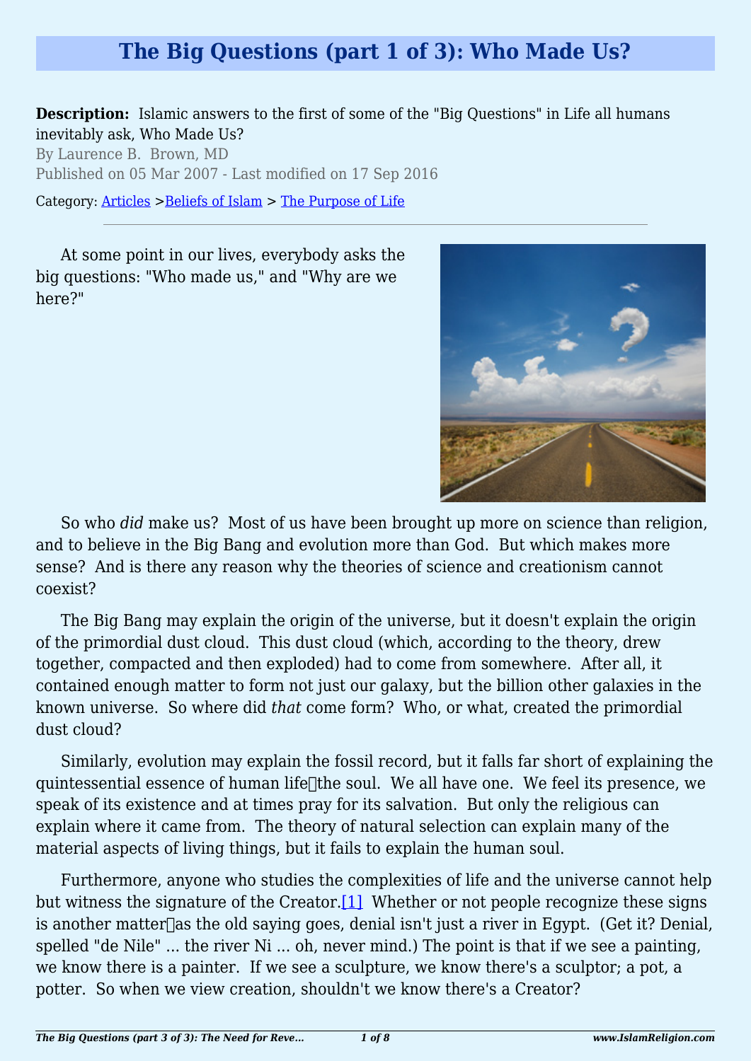# The Big Questions (part 1 of 3): Who Made Us?

**Description:** Islamic answers to the first of some of the "Big Questions" in Life all humans inevitably ask, Who Made Us?

By Laurence B. Brown, MD

Published on 05 Mar 2007 - Last modified on 17 Sep 2016

Category: [Articles](#) >[Beliefs of Islam](#) > [The Purpose of Life](#)

---

At some point in our lives, everybody asks the big questions: "Who made us," and "Why are we here?"

So who *did* make us? Most of us have been brought up more on science than religion, and to believe in the Big Bang and evolution more than God. But which makes more sense? And is there any reason why the theories of science and creationism cannot coexist?

The Big Bang may explain the origin of the universe, but it doesn't explain the origin of the primordial dust cloud. This dust cloud (which, according to the theory, drew together, compacted and then exploded) had to come from somewhere. After all, it contained enough matter to form not just our galaxy, but the billion other galaxies in the known universe. So where did *that* come form? Who, or what, created the primordial dust cloud?

Similarly, evolution may explain the fossil record, but it falls far short of explaining the quintessential essence of human life—the soul. We all have one. We feel its presence, we speak of its existence and at times pray for its salvation. But only the religious can explain where it came from. The theory of natural selection can explain many of the material aspects of living things, but it fails to explain the human soul.

Furthermore, anyone who studies the complexities of life and the universe cannot help but witness the signature of the Creator.[1] Whether or not people recognize these signs is another matter—as the old saying goes, denial isn't just a river in Egypt. (Get it? Denial, spelled "de Nile" ... the river Ni ... oh, never mind.) The point is that if we see a painting, we know there is a painter. If we see a sculpture, we know there's a sculptor; a pot, a potter. So when we view creation, shouldn't we know there's a Creator?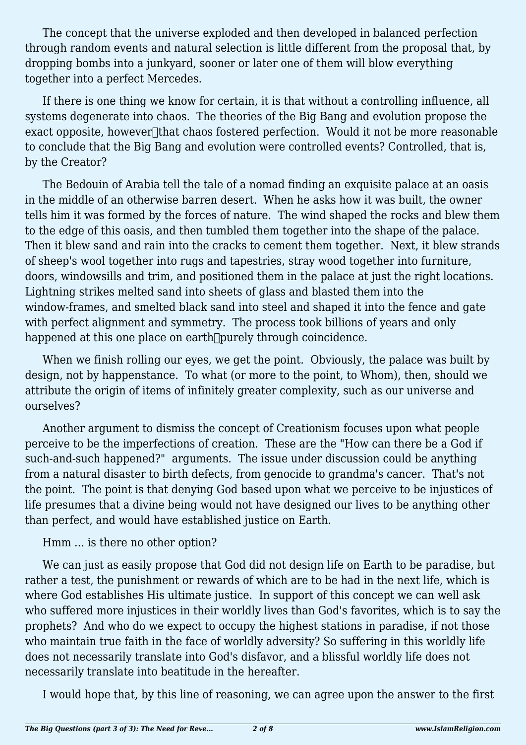The concept that the universe exploded and then developed in balanced perfection through random events and natural selection is little different from the proposal that, by dropping bombs into a junkyard, sooner or later one of them will blow everything together into a perfect Mercedes.

If there is one thing we know for certain, it is that without a controlling influence, all systems degenerate into chaos. The theories of the Big Bang and evolution propose the exact opposite, however—that chaos fostered perfection. Would it not be more reasonable to conclude that the Big Bang and evolution were controlled events? Controlled, that is, by the Creator?

The Bedouin of Arabia tell the tale of a nomad finding an exquisite palace at an oasis in the middle of an otherwise barren desert. When he asks how it was built, the owner tells him it was formed by the forces of nature. The wind shaped the rocks and blew them to the edge of this oasis, and then tumbled them together into the shape of the palace. Then it blew sand and rain into the cracks to cement them together. Next, it blew strands of sheep's wool together into rugs and tapestries, stray wood together into furniture, doors, windowsills and trim, and positioned them in the palace at just the right locations. Lightning strikes melted sand into sheets of glass and blasted them into the window-frames, and smelted black sand into steel and shaped it into the fence and gate with perfect alignment and symmetry. The process took billions of years and only happened at this one place on earth—purely through coincidence.

When we finish rolling our eyes, we get the point. Obviously, the palace was built by design, not by happenstance. To what (or more to the point, to Whom), then, should we attribute the origin of items of infinitely greater complexity, such as our universe and ourselves?

Another argument to dismiss the concept of Creationism focuses upon what people perceive to be the imperfections of creation. These are the "How can there be a God if such-and-such happened?" arguments. The issue under discussion could be anything from a natural disaster to birth defects, from genocide to grandma's cancer. That's not the point. The point is that denying God based upon what we perceive to be injustices of life presumes that a divine being would not have designed our lives to be anything other than perfect, and would have established justice on Earth.

Hmm ... is there no other option?

We can just as easily propose that God did not design life on Earth to be paradise, but rather a test, the punishment or rewards of which are to be had in the next life, which is where God establishes His ultimate justice. In support of this concept we can well ask who suffered more injustices in their worldly lives than God's favorites, which is to say the prophets? And who do we expect to occupy the highest stations in paradise, if not those who maintain true faith in the face of worldly adversity? So suffering in this worldly life does not necessarily translate into God's disfavor, and a blissful worldly life does not necessarily translate into beatitude in the hereafter.

I would hope that, by this line of reasoning, we can agree upon the answer to the first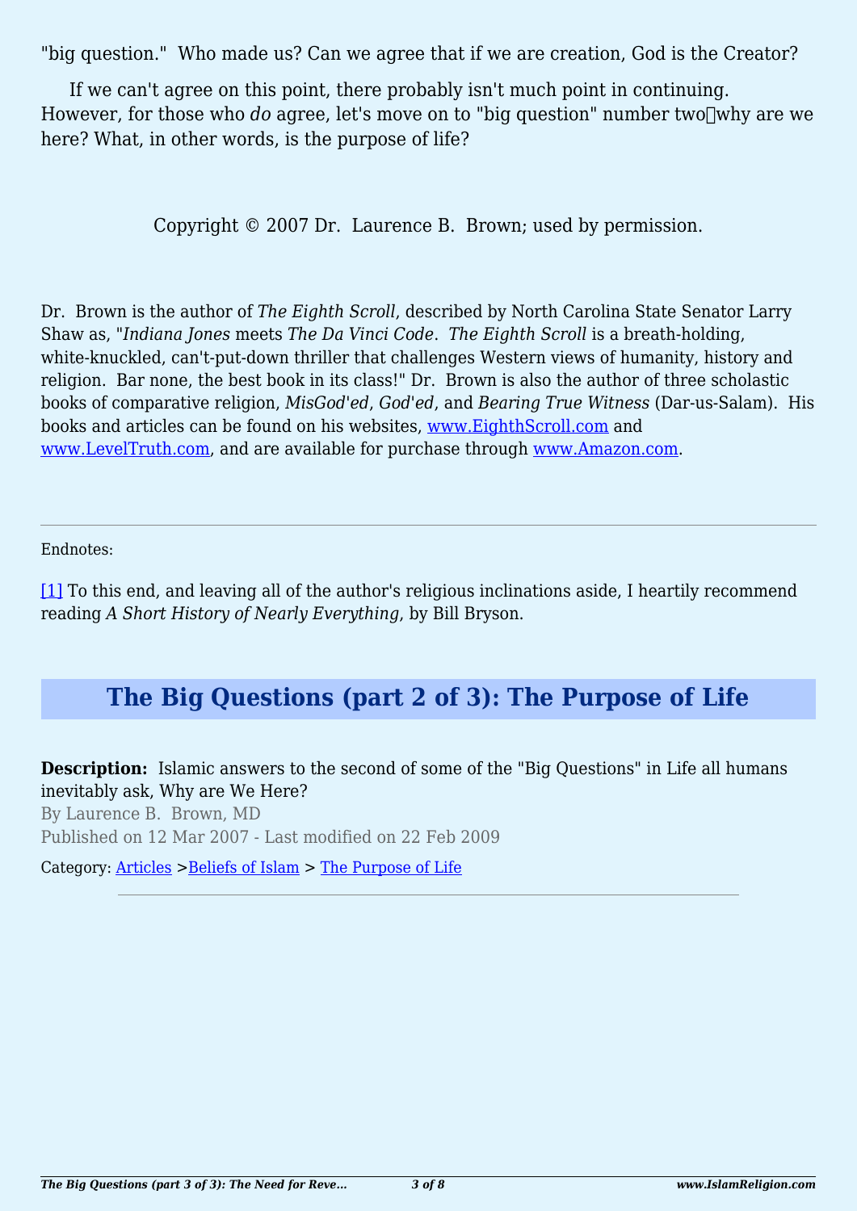"big question." Who made us? Can we agree that if we are creation, God is the Creator?

If we can't agree on this point, there probably isn't much point in continuing. However, for those who *do* agree, let's move on to "big question" number two why are we here? What, in other words, is the purpose of life?

Copyright © 2007 Dr. Laurence B. Brown; used by permission.

Dr. Brown is the author of *The Eighth Scroll*, described by North Carolina State Senator Larry Shaw as, "*Indiana Jones* meets *The Da Vinci Code*. *The Eighth Scroll* is a breath-holding, white-knuckled, can't-put-down thriller that challenges Western views of humanity, history and religion. Bar none, the best book in its class!" Dr. Brown is also the author of three scholastic books of comparative religion, *MisGod'ed*, *God'ed*, and *Bearing True Witness* (Dar-us-Salam). His books and articles can be found on his websites, www.EighthScroll.com and www.LevelTruth.com, and are available for purchase through www.Amazon.com.

---

Endnotes:

[1] To this end, and leaving all of the author's religious inclinations aside, I heartily recommend reading *A Short History of Nearly Everything*, by Bill Bryson.

## The Big Questions (part 2 of 3): The Purpose of Life

**Description:** Islamic answers to the second of some of the "Big Questions" in Life all humans inevitably ask, Why are We Here?

By Laurence B. Brown, MD

Published on 12 Mar 2007 - Last modified on 22 Feb 2009

Category: Articles >Beliefs of Islam > The Purpose of Life

---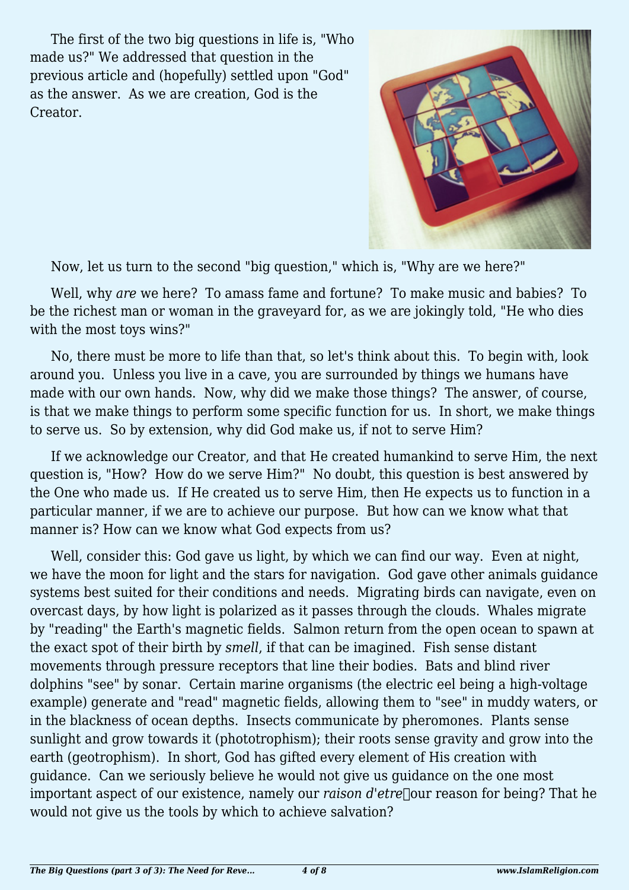The first of the two big questions in life is, "Who made us?" We addressed that question in the previous article and (hopefully) settled upon "God" as the answer. As we are creation, God is the Creator.

Now, let us turn to the second "big question," which is, "Why are we here?"

Well, why *are* we here? To amass fame and fortune? To make music and babies? To be the richest man or woman in the graveyard for, as we are jokingly told, "He who dies with the most toys wins?"

No, there must be more to life than that, so let's think about this. To begin with, look around you. Unless you live in a cave, you are surrounded by things we humans have made with our own hands. Now, why did we make those things? The answer, of course, is that we make things to perform some specific function for us. In short, we make things to serve us. So by extension, why did God make us, if not to serve Him?

If we acknowledge our Creator, and that He created humankind to serve Him, the next question is, "How? How do we serve Him?" No doubt, this question is best answered by the One who made us. If He created us to serve Him, then He expects us to function in a particular manner, if we are to achieve our purpose. But how can we know what that manner is? How can we know what God expects from us?

Well, consider this: God gave us light, by which we can find our way. Even at night, we have the moon for light and the stars for navigation. God gave other animals guidance systems best suited for their conditions and needs. Migrating birds can navigate, even on overcast days, by how light is polarized as it passes through the clouds. Whales migrate by "reading" the Earth's magnetic fields. Salmon return from the open ocean to spawn at the exact spot of their birth by *smell*, if that can be imagined. Fish sense distant movements through pressure receptors that line their bodies. Bats and blind river dolphins "see" by sonar. Certain marine organisms (the electric eel being a high-voltage example) generate and "read" magnetic fields, allowing them to "see" in muddy waters, or in the blackness of ocean depths. Insects communicate by pheromones. Plants sense sunlight and grow towards it (phototrophism); their roots sense gravity and grow into the earth (geotrophism). In short, God has gifted every element of His creation with guidance. Can we seriously believe he would not give us guidance on the one most important aspect of our existence, namely our *raison d'etre*—our reason for being? That he would not give us the tools by which to achieve salvation?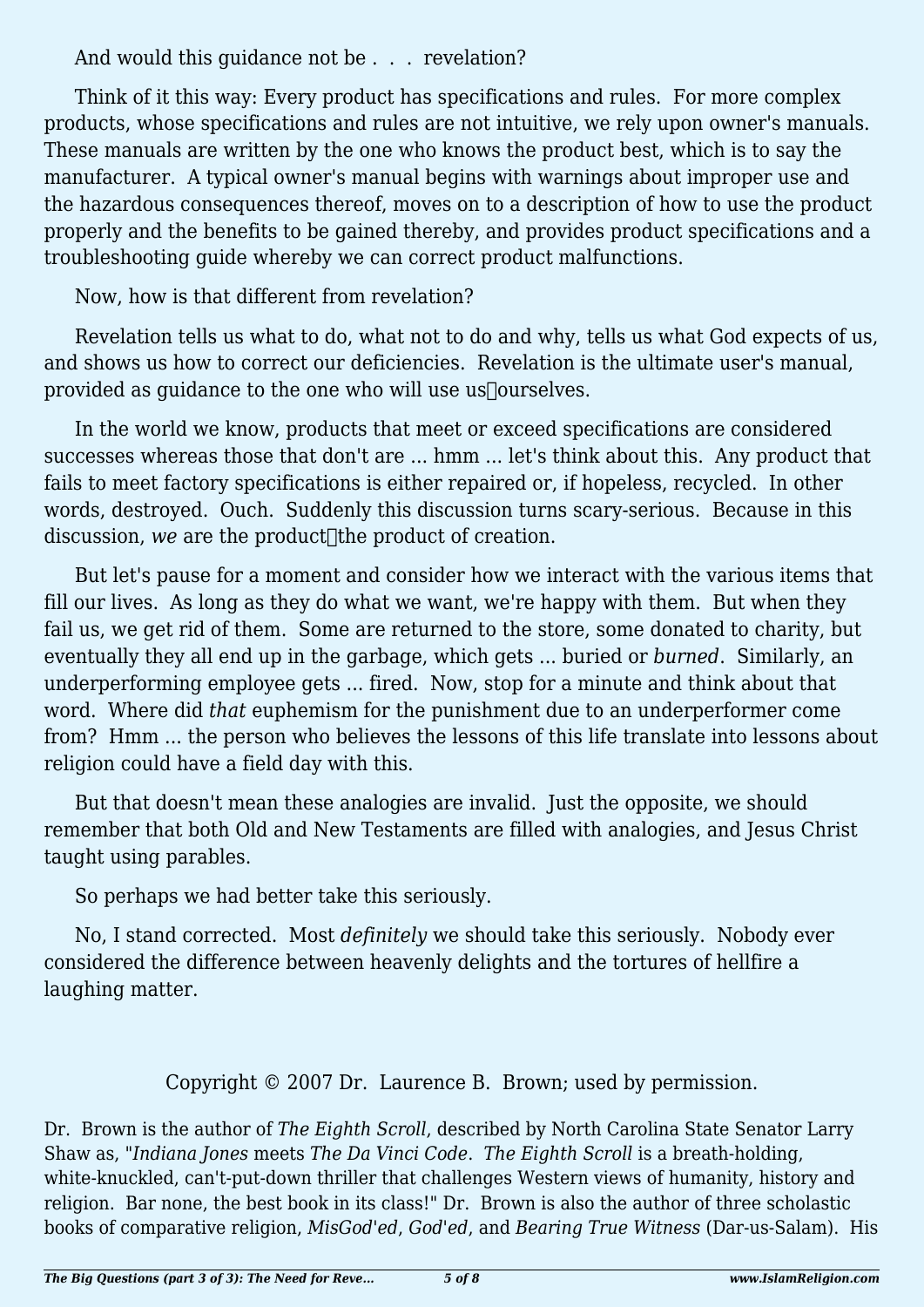And would this guidance not be . . . revelation?

Think of it this way: Every product has specifications and rules. For more complex products, whose specifications and rules are not intuitive, we rely upon owner's manuals. These manuals are written by the one who knows the product best, which is to say the manufacturer. A typical owner's manual begins with warnings about improper use and the hazardous consequences thereof, moves on to a description of how to use the product properly and the benefits to be gained thereby, and provides product specifications and a troubleshooting guide whereby we can correct product malfunctions.

Now, how is that different from revelation?

Revelation tells us what to do, what not to do and why, tells us what God expects of us, and shows us how to correct our deficiencies. Revelation is the ultimate user's manual, provided as guidance to the one who will use us—ourselves.

In the world we know, products that meet or exceed specifications are considered successes whereas those that don't are ... hmm ... let's think about this. Any product that fails to meet factory specifications is either repaired or, if hopeless, recycled. In other words, destroyed. Ouch. Suddenly this discussion turns scary-serious. Because in this discussion, *we* are the product—the product of creation.

But let's pause for a moment and consider how we interact with the various items that fill our lives. As long as they do what we want, we're happy with them. But when they fail us, we get rid of them. Some are returned to the store, some donated to charity, but eventually they all end up in the garbage, which gets ... buried or *burned*. Similarly, an underperforming employee gets ... fired. Now, stop for a minute and think about that word. Where did *that* euphemism for the punishment due to an underperformer come from? Hmm ... the person who believes the lessons of this life translate into lessons about religion could have a field day with this.

But that doesn't mean these analogies are invalid. Just the opposite, we should remember that both Old and New Testaments are filled with analogies, and Jesus Christ taught using parables.

So perhaps we had better take this seriously.

No, I stand corrected. Most *definitely* we should take this seriously. Nobody ever considered the difference between heavenly delights and the tortures of hellfire a laughing matter.

Copyright © 2007 Dr. Laurence B. Brown; used by permission.

Dr. Brown is the author of *The Eighth Scroll*, described by North Carolina State Senator Larry Shaw as, "*Indiana Jones* meets *The Da Vinci Code*. *The Eighth Scroll* is a breath-holding, white-knuckled, can't-put-down thriller that challenges Western views of humanity, history and religion. Bar none, the best book in its class!" Dr. Brown is also the author of three scholastic books of comparative religion, *MisGod'ed*, *God'ed*, and *Bearing True Witness* (Dar-us-Salam). His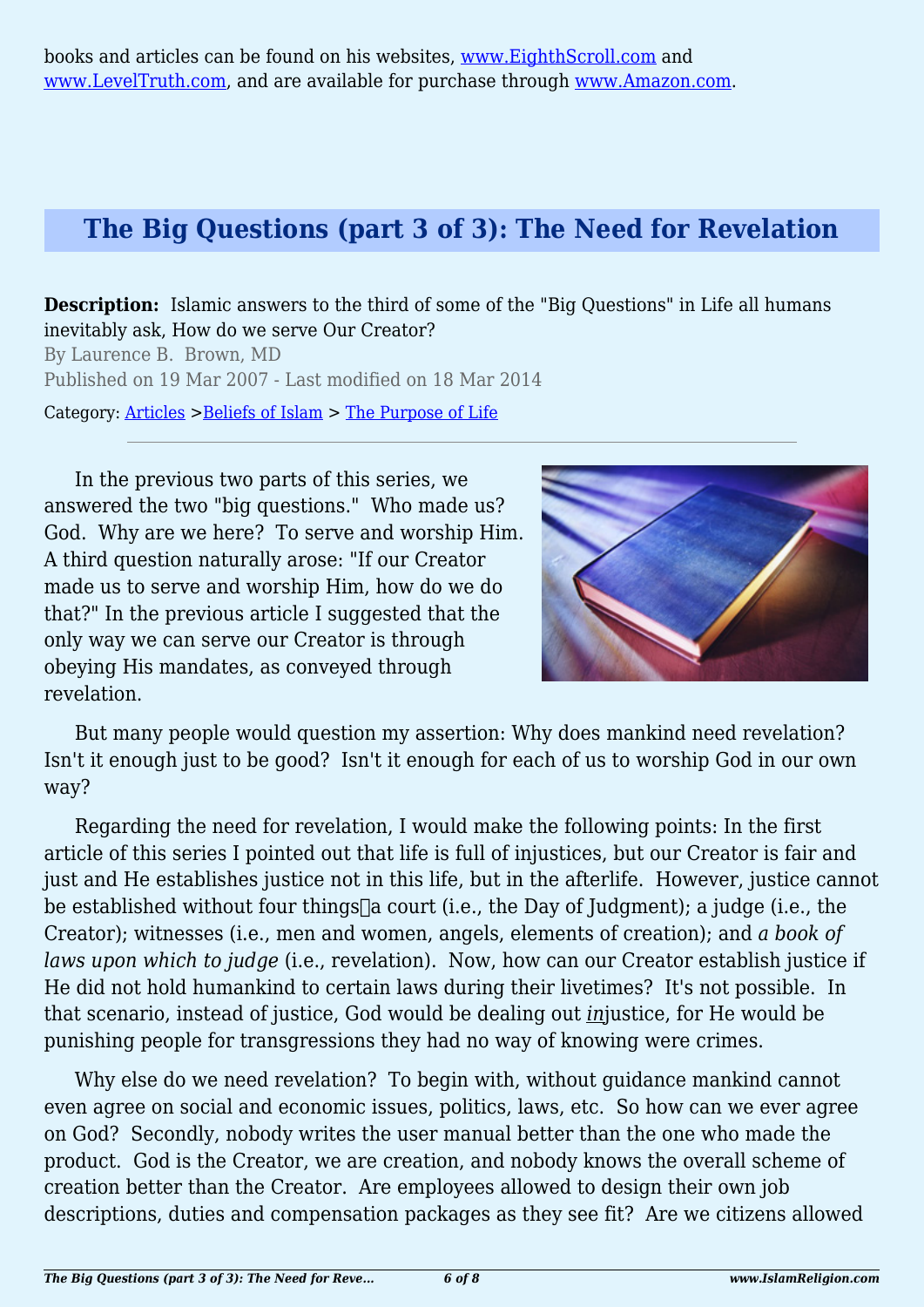books and articles can be found on his websites, www.EighthScroll.com and www.LevelTruth.com, and are available for purchase through www.Amazon.com.

## The Big Questions (part 3 of 3): The Need for Revelation

**Description:** Islamic answers to the third of some of the "Big Questions" in Life all humans inevitably ask, How do we serve Our Creator?

By Laurence B. Brown, MD

Published on 19 Mar 2007 - Last modified on 18 Mar 2014

Category: Articles >Beliefs of Islam > The Purpose of Life

---

In the previous two parts of this series, we answered the two "big questions." Who made us? God. Why are we here? To serve and worship Him. A third question naturally arose: "If our Creator made us to serve and worship Him, how do we do that?" In the previous article I suggested that the only way we can serve our Creator is through obeying His mandates, as conveyed through revelation.

But many people would question my assertion: Why does mankind need revelation? Isn't it enough just to be good? Isn't it enough for each of us to worship God in our own way?

Regarding the need for revelation, I would make the following points: In the first article of this series I pointed out that life is full of injustices, but our Creator is fair and just and He establishes justice not in this life, but in the afterlife. However, justice cannot be established without four things—a court (i.e., the Day of Judgment); a judge (i.e., the Creator); witnesses (i.e., men and women, angels, elements of creation); and *a book of laws upon which to judge* (i.e., revelation). Now, how can our Creator establish justice if He did not hold humankind to certain laws during their livetimes? It's not possible. In that scenario, instead of justice, God would be dealing out *in*justice, for He would be punishing people for transgressions they had no way of knowing were crimes.

Why else do we need revelation? To begin with, without guidance mankind cannot even agree on social and economic issues, politics, laws, etc. So how can we ever agree on God? Secondly, nobody writes the user manual better than the one who made the product. God is the Creator, we are creation, and nobody knows the overall scheme of creation better than the Creator. Are employees allowed to design their own job descriptions, duties and compensation packages as they see fit? Are we citizens allowed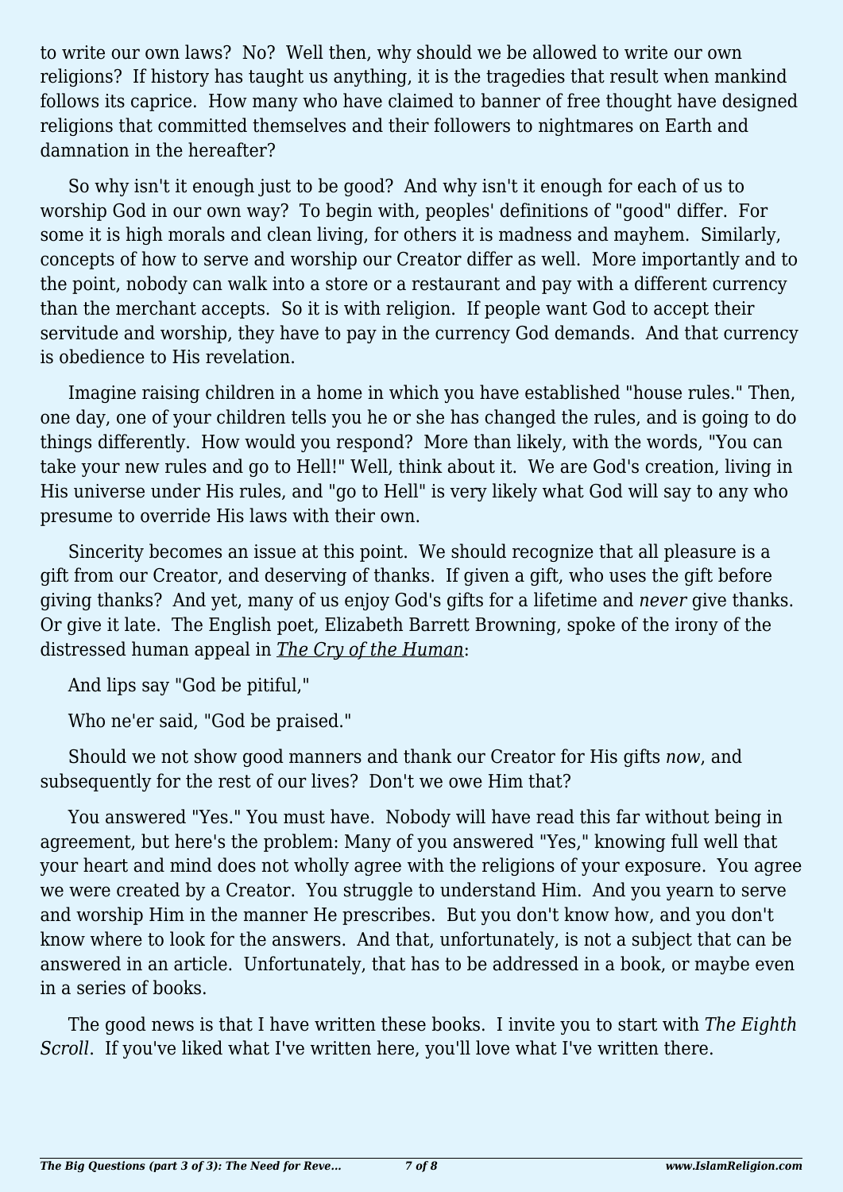to write our own laws? No? Well then, why should we be allowed to write our own religions? If history has taught us anything, it is the tragedies that result when mankind follows its caprice. How many who have claimed to banner of free thought have designed religions that committed themselves and their followers to nightmares on Earth and damnation in the hereafter?

So why isn't it enough just to be good? And why isn't it enough for each of us to worship God in our own way? To begin with, peoples' definitions of "good" differ. For some it is high morals and clean living, for others it is madness and mayhem. Similarly, concepts of how to serve and worship our Creator differ as well. More importantly and to the point, nobody can walk into a store or a restaurant and pay with a different currency than the merchant accepts. So it is with religion. If people want God to accept their servitude and worship, they have to pay in the currency God demands. And that currency is obedience to His revelation.

Imagine raising children in a home in which you have established "house rules." Then, one day, one of your children tells you he or she has changed the rules, and is going to do things differently. How would you respond? More than likely, with the words, "You can take your new rules and go to Hell!" Well, think about it. We are God's creation, living in His universe under His rules, and "go to Hell" is very likely what God will say to any who presume to override His laws with their own.

Sincerity becomes an issue at this point. We should recognize that all pleasure is a gift from our Creator, and deserving of thanks. If given a gift, who uses the gift before giving thanks? And yet, many of us enjoy God's gifts for a lifetime and *never* give thanks. Or give it late. The English poet, Elizabeth Barrett Browning, spoke of the irony of the distressed human appeal in *The Cry of the Human*:

And lips say "God be pitiful,"

Who ne'er said, "God be praised."

Should we not show good manners and thank our Creator for His gifts *now*, and subsequently for the rest of our lives? Don't we owe Him that?

You answered "Yes." You must have. Nobody will have read this far without being in agreement, but here's the problem: Many of you answered "Yes," knowing full well that your heart and mind does not wholly agree with the religions of your exposure. You agree we were created by a Creator. You struggle to understand Him. And you yearn to serve and worship Him in the manner He prescribes. But you don't know how, and you don't know where to look for the answers. And that, unfortunately, is not a subject that can be answered in an article. Unfortunately, that has to be addressed in a book, or maybe even in a series of books.

The good news is that I have written these books. I invite you to start with *The Eighth Scroll*. If you've liked what I've written here, you'll love what I've written there.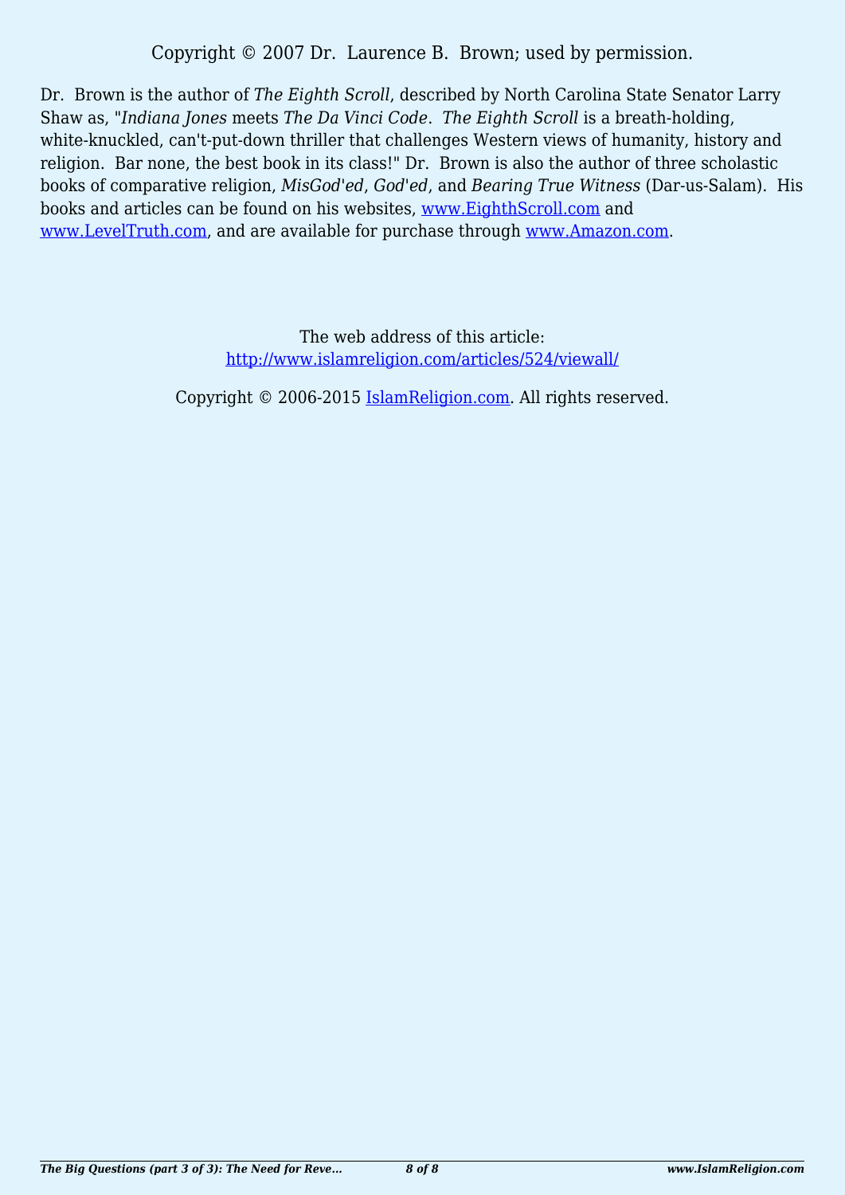Copyright © 2007 Dr. Laurence B. Brown; used by permission.

Dr. Brown is the author of *The Eighth Scroll*, described by North Carolina State Senator Larry Shaw as, "*Indiana Jones* meets *The Da Vinci Code*. *The Eighth Scroll* is a breath-holding, white-knuckled, can't-put-down thriller that challenges Western views of humanity, history and religion. Bar none, the best book in its class!" Dr. Brown is also the author of three scholastic books of comparative religion, *MisGod'ed*, *God'ed*, and *Bearing True Witness* (Dar-us-Salam). His books and articles can be found on his websites, [www.EighthScroll.com](http://www.EighthScroll.com) and [www.LevelTruth.com](http://www.LevelTruth.com), and are available for purchase through [www.Amazon.com](http://www.Amazon.com).

The web address of this article:
[http://www.islamreligion.com/articles/524/viewall/](http://www.islamreligion.com/articles/524/viewall/)

Copyright © 2006-2015 [IslamReligion.com](http://www.IslamReligion.com). All rights reserved.